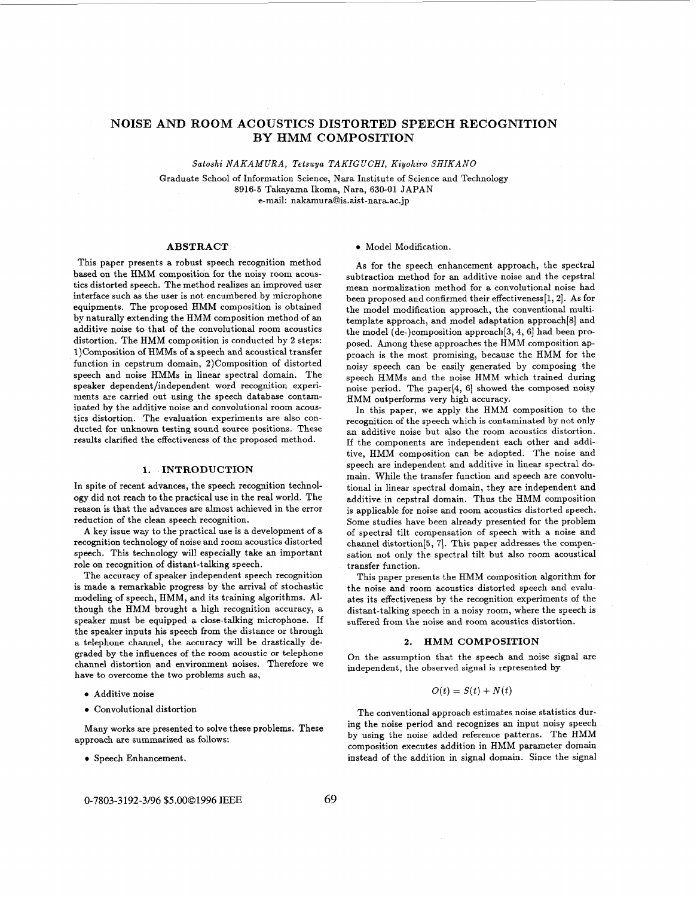# NOISE AND ROOM ACOUSTICS DISTORTED SPEECH RECOGNITION BY HMM COMPOSITION

*Satoshi NAKAMURA, Tetsuya TAKIGUCHI, Kiyohiro SHIKANO*

Graduate School of Information Science, Nara Institute of Science and Technology
8916-5 Takayama Ikoma, Nara, 630-01 JAPAN
e-mail: nakamura@is.aist-nara.ac.jp

## ABSTRACT

This paper presents a robust speech recognition method based on the HMM composition for the noisy room acoustics distorted speech. The method realizes an improved user interface such as the user is not encumbered by microphone equipments. The proposed HMM composition is obtained by naturally extending the HMM composition method of an additive noise to that of the convolutional room acoustics distortion. The HMM composition is conducted by 2 steps: 1)Composition of HMMs of a speech and acoustical transfer function in cepstrum domain, 2)Composition of distorted speech and noise HMMs in linear spectral domain. The speaker dependent/independent word recognition experiments are carried out using the speech database contaminated by the additive noise and convolutional room acoustics distortion. The evaluation experiments are also conducted for unknown testing sound source positions. These results clarified the effectiveness of the proposed method.

## 1. INTRODUCTION

In spite of recent advances, the speech recognition technology did not reach to the practical use in the real world. The reason is that the advances are almost achieved in the error reduction of the clean speech recognition.

A key issue way to the practical use is a development of a recognition technology of noise and room acoustics distorted speech. This technology will especially take an important role on recognition of distant-talking speech.

The accuracy of speaker independent speech recognition is made a remarkable progress by the arrival of stochastic modeling of speech, HMM, and its training algorithms. Although the HMM brought a high recognition accuracy, a speaker must be equipped a close-talking microphone. If the speaker inputs his speech from the distance or through a telephone channel, the accuracy will be drastically degraded by the influences of the room acoustic or telephone channel distortion and environment noises. Therefore we have to overcome the two problems such as,

- Additive noise
- Convolutional distortion

Many works are presented to solve these problems. These approach are summarized as follows:

- Speech Enhancement.
- Model Modification.

As for the speech enhancement approach, the spectral subtraction method for an additive noise and the cepstral mean normalization method for a convolutional noise had been proposed and confirmed their effectiveness[1, 2]. As for the model modification approach, the conventional multi-template approach, and model adaptation approach[8] and the model (de-)composition approach[3, 4, 6] had been proposed. Among these approaches the HMM composition approach is the most promising, because the HMM for the noisy speech can be easily generated by composing the speech HMMs and the noise HMM which trained during noise period. The paper[4, 6] showed the composed noisy HMM outperforms very high accuracy.

In this paper, we apply the HMM composition to the recognition of the speech which is contaminated by not only an additive noise but also the room acoustics distortion. If the components are independent each other and additive, HMM composition can be adopted. The noise and speech are independent and additive in linear spectral domain. While the transfer function and speech are convolutional in linear spectral domain, they are independent and additive in cepstral domain. Thus the HMM composition is applicable for noise and room acoustics distorted speech. Some studies have been already presented for the problem of spectral tilt compensation of speech with a noise and channel distortion[5, 7]. This paper addresses the compensation not only the spectral tilt but also room acoustical transfer function.

This paper presents the HMM composition algorithm for the noise and room acoustics distorted speech and evaluates its effectiveness by the recognition experiments of the distant-talking speech in a noisy room, where the speech is suffered from the noise and room acoustics distortion.

## 2. HMM COMPOSITION

On the assumption that the speech and noise signal are independent, the observed signal is represented by

$$O(t) = S(t) + N(t)$$

The conventional approach estimates noise statistics during the noise period and recognizes an input noisy speech by using the noise added reference patterns. The HMM composition executes addition in HMM parameter domain instead of the addition in signal domain. Since the signal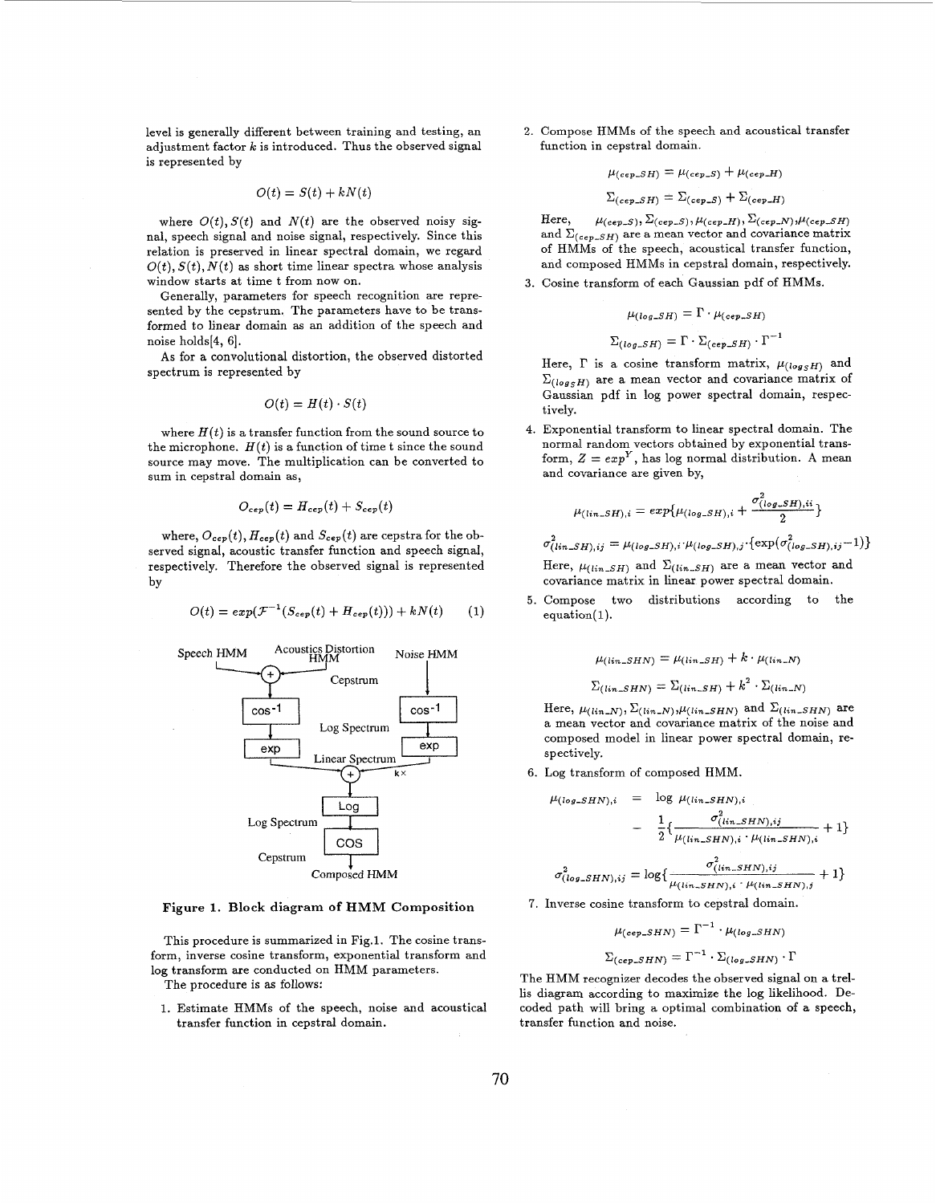level is generally different between training and testing, an adjustment factor $k$ is introduced. Thus the observed signal is represented by

$$O(t) = S(t) + kN(t)$$

where $O(t), S(t)$ and $N(t)$ are the observed noisy signal, speech signal and noise signal, respectively. Since this relation is preserved in linear spectral domain, we regard $O(t), S(t), N(t)$ as short time linear spectra whose analysis window starts at time t from now on.

Generally, parameters for speech recognition are represented by the cepstrum. The parameters have to be transformed to linear domain as an addition of the speech and noise holds[4, 6].

As for a convolutional distortion, the observed distorted spectrum is represented by

$$O(t) = H(t) \cdot S(t)$$

where $H(t)$ is a transfer function from the sound source to the microphone. $H(t)$ is a function of time t since the sound source may move. The multiplication can be converted to sum in cepstral domain as,

$$O_{cep}(t) = H_{cep}(t) + S_{cep}(t)$$

where, $O_{cep}(t), H_{cep}(t)$ and $S_{cep}(t)$ are cepstra for the observed signal, acoustic transfer function and speech signal, respectively. Therefore the observed signal is represented by

$$O(t) = exp(\mathcal{F}^{-1}(S_{cep}(t) + H_{cep}(t))) + kN(t) \quad (1)$$

**Figure 1. Block diagram of HMM Composition**

This procedure is summarized in Fig.1. The cosine transform, inverse cosine transform, exponential transform and log transform are conducted on HMM parameters.

The procedure is as follows:

1. Estimate HMMs of the speech, noise and acoustical transfer function in cepstral domain.

2. Compose HMMs of the speech and acoustical transfer function in cepstral domain.

$$\mu_{(cep\_SH)} = \mu_{(cep\_S)} + \mu_{(cep\_H)}$$

$$\Sigma_{(cep\_SH)} = \Sigma_{(cep\_S)} + \Sigma_{(cep\_H)}$$

Here, $\mu_{(cep\_S)}, \Sigma_{(cep\_S)}, \mu_{(cep\_H)}, \Sigma_{(cep\_N)}, \mu_{(cep\_SH)}$ and $\Sigma_{(cep\_SH)}$ are a mean vector and covariance matrix of HMMs of the speech, acoustical transfer function, and composed HMMs in cepstral domain, respectively.

3. Cosine transform of each Gaussian pdf of HMMs.

$$\mu_{(log\_SH)} = \Gamma \cdot \mu_{(cep\_SH)}$$

$$\Sigma_{(log\_SH)} = \Gamma \cdot \Sigma_{(cep\_SH)} \cdot \Gamma^{-1}$$

Here, $\Gamma$ is a cosine transform matrix, $\mu_{(log_S H)}$ and $\Sigma_{(log_S H)}$ are a mean vector and covariance matrix of Gaussian pdf in log power spectral domain, respectively.

4. Exponential transform to linear spectral domain. The normal random vectors obtained by exponential transform, $Z = exp^Y$, has log normal distribution. A mean and covariance are given by,

$$\mu_{(lin\_SH),i} = exp\{\mu_{(log\_SH),i} + \frac{\sigma^2_{(log\_SH),ii}}{2}\}$$

$$\sigma^2_{(lin\_SH),ij} = \mu_{(log\_SH),i} \cdot \mu_{(log\_SH),j} \cdot \{\exp(\sigma^2_{(log\_SH),ij} - 1)\}$$

Here, $\mu_{(lin\_SH)}$ and $\Sigma_{(lin\_SH)}$ are a mean vector and covariance matrix in linear power spectral domain.

5. Compose two distributions according to the equation(1).

$$\mu_{(lin\_SHN)} = \mu_{(lin\_SH)} + k \cdot \mu_{(lin\_N)}$$

$$\Sigma_{(lin\_SHN)} = \Sigma_{(lin\_SH)} + k^2 \cdot \Sigma_{(lin\_N)}$$

Here, $\mu_{(lin\_N)}, \Sigma_{(lin\_N)}, \mu_{(lin\_SHN)}$ and $\Sigma_{(lin\_SHN)}$ are a mean vector and covariance matrix of the noise and composed model in linear power spectral domain, respectively.

6. Log transform of composed HMM.

$$\mu_{(log\_SHN),i} = \log \mu_{(lin\_SHN),i} - \frac{1}{2}\{\frac{\sigma^2_{(lin\_SHN),ij}}{\mu_{(lin\_SHN),i} \cdot \mu_{(lin\_SHN),i}} + 1\}$$

$$\sigma^2_{(log\_SHN),ij} = \log\{\frac{\sigma^2_{(lin\_SHN),ij}}{\mu_{(lin\_SHN),i} \cdot \mu_{(lin\_SHN),j}} + 1\}$$

7. Inverse cosine transform to cepstral domain.

$$\mu_{(cep\_SHN)} = \Gamma^{-1} \cdot \mu_{(log\_SHN)}$$

$$\Sigma_{(cep\_SHN)} = \Gamma^{-1} \cdot \Sigma_{(log\_SHN)} \cdot \Gamma$$

The HMM recognizer decodes the observed signal on a trellis diagram according to maximize the log likelihood. Decoded path will bring a optimal combination of a speech, transfer function and noise.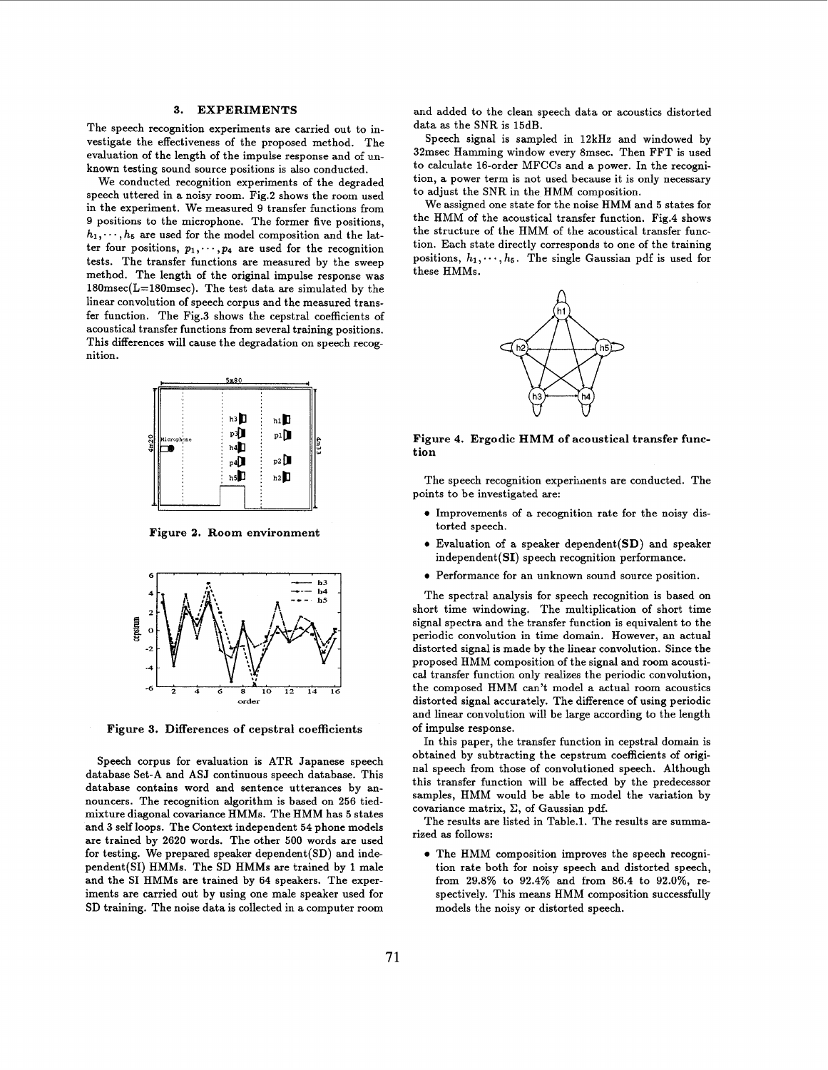## 3. EXPERIMENTS

The speech recognition experiments are carried out to investigate the effectiveness of the proposed method. The evaluation of the length of the impulse response and of unknown testing sound source positions is also conducted.

We conducted recognition experiments of the degraded speech uttered in a noisy room. Fig.2 shows the room used in the experiment. We measured 9 transfer functions from 9 positions to the microphone. The former five positions, $h_1, \cdots, h_5$ are used for the model composition and the latter four positions, $p_1, \cdots, p_4$ are used for the recognition tests. The transfer functions are measured by the sweep method. The length of the original impulse response was 180msec(L=180msec). The test data are simulated by the linear convolution of speech corpus and the measured transfer function. The Fig.3 shows the cepstral coefficients of acoustical transfer functions from several training positions. This differences will cause the degradation on speech recognition.

**Figure 2. Room environment**

**Figure 3. Differences of cepstral coefficients**

Speech corpus for evaluation is ATR Japanese speech database Set-A and ASJ continuous speech database. This database contains word and sentence utterances by announcers. The recognition algorithm is based on 256 tied-mixture diagonal covariance HMMs. The HMM has 5 states and 3 self loops. The Context independent 54 phone models are trained by 2620 words. The other 500 words are used for testing. We prepared speaker dependent(SD) and independent(SI) HMMs. The SD HMMs are trained by 1 male and the SI HMMs are trained by 64 speakers. The experiments are carried out by using one male speaker used for SD training. The noise data is collected in a computer room and added to the clean speech data or acoustics distorted data as the SNR is 15dB.

Speech signal is sampled in 12kHz and windowed by 32msec Hamming window every 8msec. Then FFT is used to calculate 16-order MFCCs and a power. In the recognition, a power term is not used because it is only necessary to adjust the SNR in the HMM composition.

We assigned one state for the noise HMM and 5 states for the HMM of the acoustical transfer function. Fig.4 shows the structure of the HMM of the acoustical transfer function. Each state directly corresponds to one of the training positions, $h_1, \cdots, h_5$. The single Gaussian pdf is used for these HMMs.

**Figure 4. Ergodic HMM of acoustical transfer function**

The speech recognition experiments are conducted. The points to be investigated are:

- Improvements of a recognition rate for the noisy distorted speech.
- Evaluation of a speaker dependent(**SD**) and speaker independent(**SI**) speech recognition performance.
- Performance for an unknown sound source position.

The spectral analysis for speech recognition is based on short time windowing. The multiplication of short time signal spectra and the transfer function is equivalent to the periodic convolution in time domain. However, an actual distorted signal is made by the linear convolution. Since the proposed HMM composition of the signal and room acoustical transfer function only realizes the periodic convolution, the composed HMM can't model a actual room acoustics distorted signal accurately. The difference of using periodic and linear convolution will be large according to the length of impulse response.

In this paper, the transfer function in cepstral domain is obtained by subtracting the cepstrum coefficients of original speech from those of convolutioned speech. Although this transfer function will be affected by the predecessor samples, HMM would be able to model the variation by covariance matrix, $\Sigma$, of Gaussian pdf.

The results are listed in Table.1. The results are summarized as follows:

- The HMM composition improves the speech recognition rate both for noisy speech and distorted speech, from 29.8% to 92.4% and from 86.4 to 92.0%, respectively. This means HMM composition successfully models the noisy or distorted speech.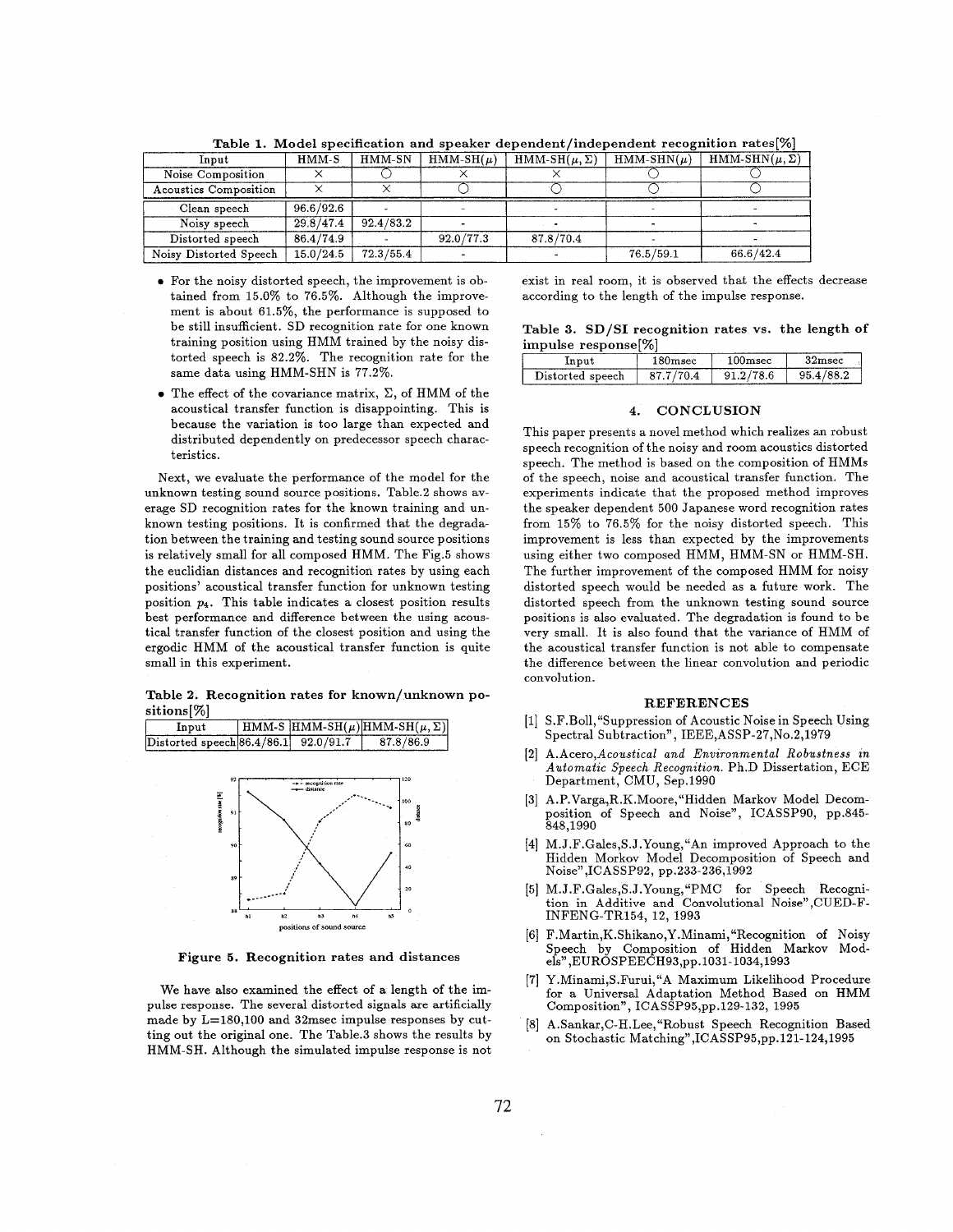**Table 1. Model specification and speaker dependent/independent recognition rates[%]**

| Input | HMM-S | HMM-SN | HMM-SH($\mu$) | HMM-SH($\mu, \Sigma$) | HMM-SHN($\mu$) | HMM-SHN($\mu, \Sigma$) |
|---|---|---|---|---|---|---|
| Noise Composition | × | ○ | × | × | ○ | ○ |
| Acoustics Composition | × | × | ○ | ○ | ○ | ○ |
| Clean speech | 96.6/92.6 | - | - | - | - | - |
| Noisy speech | 29.8/47.4 | 92.4/83.2 | - | - | - | - |
| Distorted speech | 86.4/74.9 | - | 92.0/77.3 | 87.8/70.4 | - | - |
| Noisy Distorted Speech | 15.0/24.5 | 72.3/55.4 | - | - | 76.5/59.1 | 66.6/42.4 |

- For the noisy distorted speech, the improvement is obtained from 15.0% to 76.5%. Although the improvement is about 61.5%, the performance is supposed to be still insufficient. SD recognition rate for one known training position using HMM trained by the noisy distorted speech is 82.2%. The recognition rate for the same data using HMM-SHN is 77.2%.
- The effect of the covariance matrix, $\Sigma$, of HMM of the acoustical transfer function is disappointing. This is because the variation is too large than expected and distributed dependently on predecessor speech characteristics.

Next, we evaluate the performance of the model for the unknown testing sound source positions. Table.2 shows average SD recognition rates for the known training and unknown testing positions. It is confirmed that the degradation between the training and testing sound source positions is relatively small for all composed HMM. The Fig.5 shows the euclidian distances and recognition rates by using each positions' acoustical transfer function for unknown testing position $p_4$. This table indicates a closest position results best performance and difference between the using acoustical transfer function of the closest position and using the ergodic HMM of the acoustical transfer function is quite small in this experiment.

**Table 2. Recognition rates for known/unknown positions[%]**

| Input | HMM-S | HMM-SH($\mu$) | HMM-SH($\mu, \Sigma$) |
|---|---|---|---|
| Distorted speech | 86.4/86.1 | 92.0/91.7 | 87.8/86.9 |

recognition rate [%]
distance
recognition rate
distance
92
91
90
89
88
120
100
80
60
40
20
0
h1 h2 h3 h4 h5
positions of sound source

**Figure 5. Recognition rates and distances**

We have also examined the effect of a length of the impulse response. The several distorted signals are artificially made by L=180,100 and 32msec impulse responses by cutting out the original one. The Table.3 shows the results by HMM-SH. Although the simulated impulse response is not exist in real room, it is observed that the effects decrease according to the length of the impulse response.

**Table 3. SD/SI recognition rates vs. the length of impulse response[%]**

| Input | 180msec | 100msec | 32msec |
|---|---|---|---|
| Distorted speech | 87.7/70.4 | 91.2/78.6 | 95.4/88.2 |

## 4. CONCLUSION

This paper presents a novel method which realizes an robust speech recognition of the noisy and room acoustics distorted speech. The method is based on the composition of HMMs of the speech, noise and acoustical transfer function. The experiments indicate that the proposed method improves the speaker dependent 500 Japanese word recognition rates from 15% to 76.5% for the noisy distorted speech. This improvement is less than expected by the improvements using either two composed HMM, HMM-SN or HMM-SH. The further improvement of the composed HMM for noisy distorted speech would be needed as a future work. The distorted speech from the unknown testing sound source positions is also evaluated. The degradation is found to be very small. It is also found that the variance of HMM of the acoustical transfer function is not able to compensate the difference between the linear convolution and periodic convolution.

## REFERENCES

[1] S.F.Boll,"Suppression of Acoustic Noise in Speech Using Spectral Subtraction", IEEE,ASSP-27,No.2,1979

[2] A.Acero,*Acoustical and Environmental Robustness in Automatic Speech Recognition*. Ph.D Dissertation, ECE Department, CMU, Sep.1990

[3] A.P.Varga,R.K.Moore,"Hidden Markov Model Decomposition of Speech and Noise", ICASSP90, pp.845-848,1990

[4] M.J.F.Gales,S.J.Young,"An improved Approach to the Hidden Morkov Model Decomposition of Speech and Noise",ICASSP92, pp.233-236,1992

[5] M.J.F.Gales,S.J.Young,"PMC for Speech Recognition in Additive and Convolutional Noise",CUED-F-INFENG-TR154, 12, 1993

[6] F.Martin,K.Shikano,Y.Minami,"Recognition of Noisy Speech by Composition of Hidden Markov Models",EUROSPEECH93,pp.1031-1034,1993

[7] Y.Minami,S.Furui,"A Maximum Likelihood Procedure for a Universal Adaptation Method Based on HMM Composition", ICASSP95,pp.129-132, 1995

[8] A.Sankar,C-H.Lee,"Robust Speech Recognition Based on Stochastic Matching",ICASSP95,pp.121-124,1995